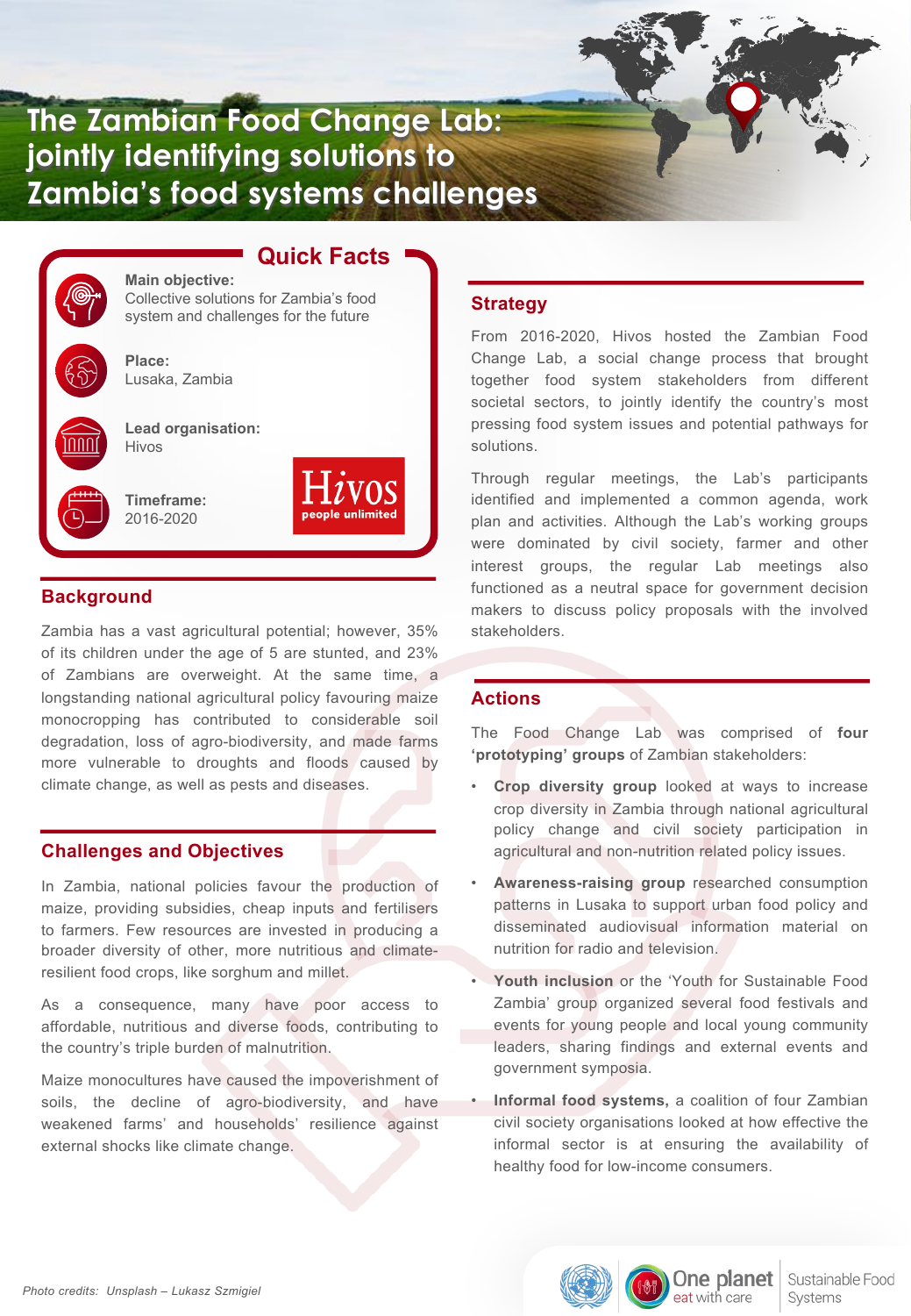# The Zambian Food Change Lab: jointly identifying solutions to Zambia's food systems challenges

## Quick Facts

**Main objective:**
Collective solutions for Zambia's food system and challenges for the future

**Place:**
Lusaka, Zambia

**Lead organisation:**
Hivos

**Timeframe:**
2016-2020

Hivos people unlimited

## Background

Zambia has a vast agricultural potential; however, 35% of its children under the age of 5 are stunted, and 23% of Zambians are overweight. At the same time, a longstanding national agricultural policy favouring maize monocropping has contributed to considerable soil degradation, loss of agro-biodiversity, and made farms more vulnerable to droughts and floods caused by climate change, as well as pests and diseases.

## Challenges and Objectives

In Zambia, national policies favour the production of maize, providing subsidies, cheap inputs and fertilisers to farmers. Few resources are invested in producing a broader diversity of other, more nutritious and climate-resilient food crops, like sorghum and millet.

As a consequence, many have poor access to affordable, nutritious and diverse foods, contributing to the country's triple burden of malnutrition.

Maize monocultures have caused the impoverishment of soils, the decline of agro-biodiversity, and have weakened farms' and households' resilience against external shocks like climate change.

## Strategy

From 2016-2020, Hivos hosted the Zambian Food Change Lab, a social change process that brought together food system stakeholders from different societal sectors, to jointly identify the country's most pressing food system issues and potential pathways for solutions.

Through regular meetings, the Lab's participants identified and implemented a common agenda, work plan and activities. Although the Lab's working groups were dominated by civil society, farmer and other interest groups, the regular Lab meetings also functioned as a neutral space for government decision makers to discuss policy proposals with the involved stakeholders.

## Actions

The Food Change Lab was comprised of **four 'prototyping' groups** of Zambian stakeholders:

- **Crop diversity group** looked at ways to increase crop diversity in Zambia through national agricultural policy change and civil society participation in agricultural and non-nutrition related policy issues.
- **Awareness-raising group** researched consumption patterns in Lusaka to support urban food policy and disseminated audiovisual information material on nutrition for radio and television.
- **Youth inclusion** or the 'Youth for Sustainable Food Zambia' group organized several food festivals and events for young people and local young community leaders, sharing findings and external events and government symposia.
- **Informal food systems,** a coalition of four Zambian civil society organisations looked at how effective the informal sector is at ensuring the availability of healthy food for low-income consumers.

*Photo credits: Unsplash – Lukasz Szmigiel*

One planet eat with care | Sustainable Food Systems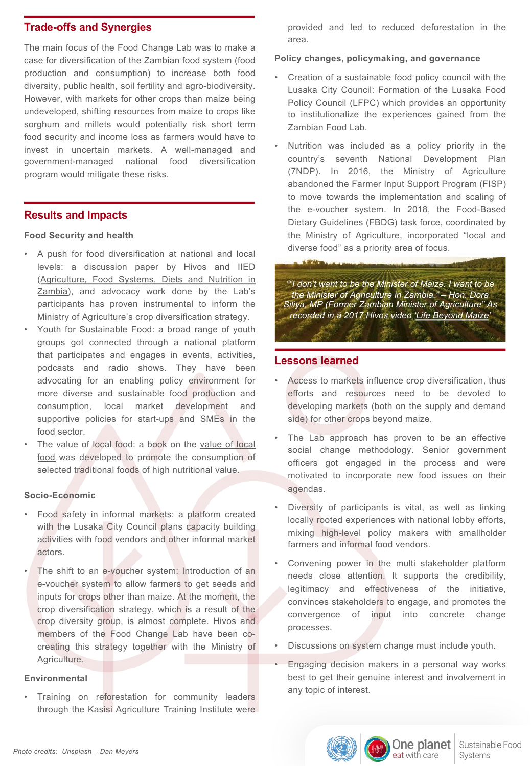## Trade-offs and Synergies

The main focus of the Food Change Lab was to make a case for diversification of the Zambian food system (food production and consumption) to increase both food diversity, public health, soil fertility and agro-biodiversity. However, with markets for other crops than maize being undeveloped, shifting resources from maize to crops like sorghum and millets would potentially risk short term food security and income loss as farmers would have to invest in uncertain markets. A well-managed and government-managed national food diversification program would mitigate these risks.

## Results and Impacts

### Food Security and health

- A push for food diversification at national and local levels: a discussion paper by Hivos and IIED (Agriculture, Food Systems, Diets and Nutrition in Zambia), and advocacy work done by the Lab's participants has proven instrumental to inform the Ministry of Agriculture's crop diversification strategy.
- Youth for Sustainable Food: a broad range of youth groups got connected through a national platform that participates and engages in events, activities, podcasts and radio shows. They have been advocating for an enabling policy environment for more diverse and sustainable food production and consumption, local market development and supportive policies for start-ups and SMEs in the food sector.
- The value of local food: a book on the value of local food was developed to promote the consumption of selected traditional foods of high nutritional value.

### Socio-Economic

- Food safety in informal markets: a platform created with the Lusaka City Council plans capacity building activities with food vendors and other informal market actors.
- The shift to an e-voucher system: Introduction of an e-voucher system to allow farmers to get seeds and inputs for crops other than maize. At the moment, the crop diversification strategy, which is a result of the crop diversity group, is almost complete. Hivos and members of the Food Change Lab have been co-creating this strategy together with the Ministry of Agriculture.

### Environmental

- Training on reforestation for community leaders through the Kasisi Agriculture Training Institute were provided and led to reduced deforestation in the area.

### Policy changes, policymaking, and governance

- Creation of a sustainable food policy council with the Lusaka City Council: Formation of the Lusaka Food Policy Council (LFPC) which provides an opportunity to institutionalize the experiences gained from the Zambian Food Lab.
- Nutrition was included as a policy priority in the country's seventh National Development Plan (7NDP). In 2016, the Ministry of Agriculture abandoned the Farmer Input Support Program (FISP) to move towards the implementation and scaling of the e-voucher system. In 2018, the Food-Based Dietary Guidelines (FBDG) task force, coordinated by the Ministry of Agriculture, incorporated "local and diverse food" as a priority area of focus.

*""I don't want to be the Minister of Maize. I want to be the Minister of Agriculture in Zambia." – Hon. Dora Siliya, MP (Former Zambian Minister of Agriculture" As recorded in a 2017 Hivos video 'Life Beyond Maize'*

## Lessons learned

- Access to markets influence crop diversification, thus efforts and resources need to be devoted to developing markets (both on the supply and demand side) for other crops beyond maize.
- The Lab approach has proven to be an effective social change methodology. Senior government officers got engaged in the process and were motivated to incorporate new food issues on their agendas.
- Diversity of participants is vital, as well as linking locally rooted experiences with national lobby efforts, mixing high-level policy makers with smallholder farmers and informal food vendors.
- Convening power in the multi stakeholder platform needs close attention. It supports the credibility, legitimacy and effectiveness of the initiative, convinces stakeholders to engage, and promotes the convergence of input into concrete change processes.
- Discussions on system change must include youth.
- Engaging decision makers in a personal way works best to get their genuine interest and involvement in any topic of interest.

*Photo credits: Unsplash – Dan Meyers*

One planet eat with care | Sustainable Food Systems